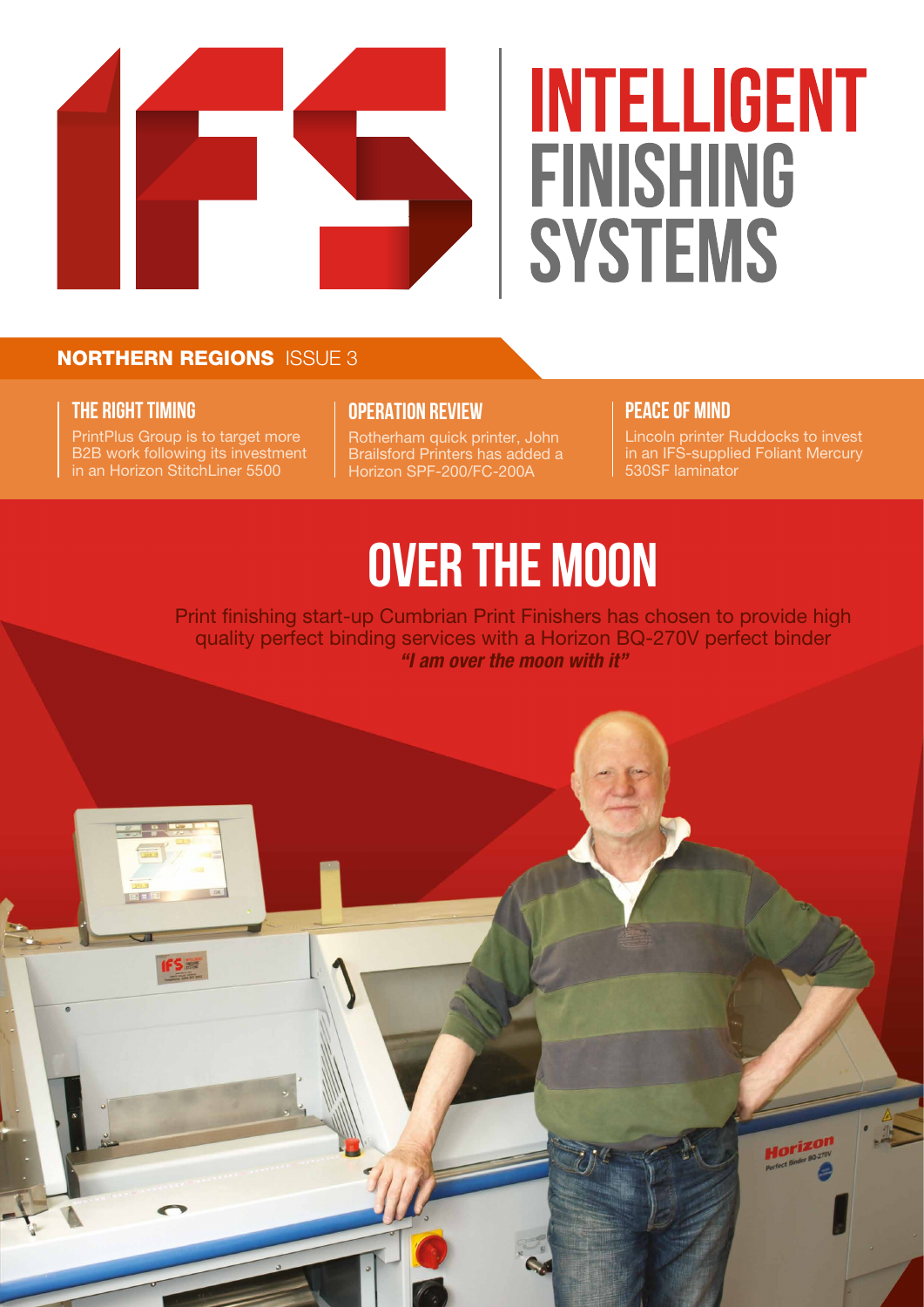# INTELLIGENT FINISHING SYSTEMS

**NORTHERN REGIONS** ISSUE 3

### THE RIGHT TIMING

PrintPlus Group is to target more B2B work following its investment in an Horizon StitchLiner 5500

### OPERATION REVIEW

Rotherham quick printer, John Brailsford Printers has added a Horizon SPF-200/FC-200A

### PEACE OF MIND

Lincoln printer Ruddocks to invest in an IFS-supplied Foliant Mercury 530SF laminator

# OVER THE MOON

Print finishing start-up Cumbrian Print Finishers has chosen to provide high quality perfect binding services with a Horizon BQ-270V perfect binder

***"I am over the moon with it"***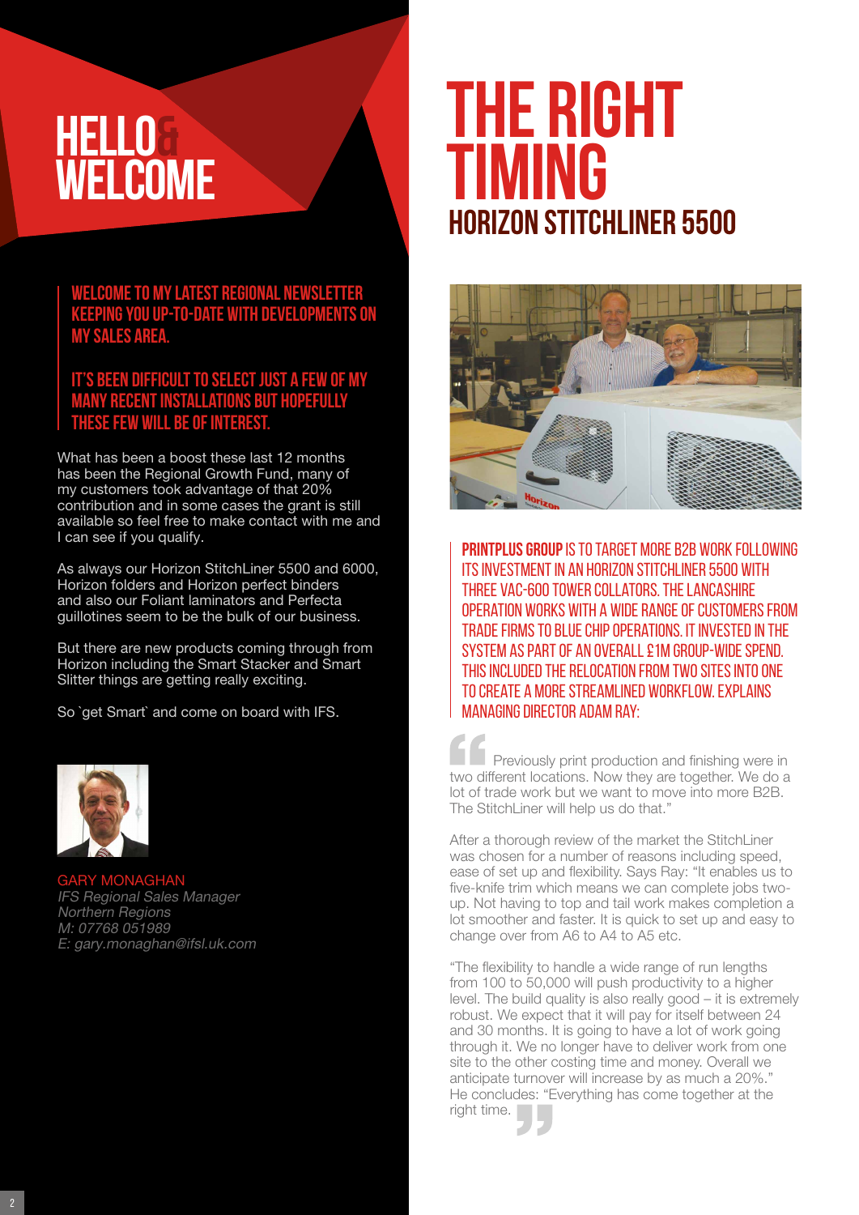# HELLO & WELCOME

**WELCOME TO MY LATEST REGIONAL NEWSLETTER KEEPING YOU UP-TO-DATE WITH DEVELOPMENTS ON MY SALES AREA.**

**IT'S BEEN DIFFICULT TO SELECT JUST A FEW OF MY MANY RECENT INSTALLATIONS BUT HOPEFULLY THESE FEW WILL BE OF INTEREST.**

What has been a boost these last 12 months has been the Regional Growth Fund, many of my customers took advantage of that 20% contribution and in some cases the grant is still available so feel free to make contact with me and I can see if you qualify.

As always our Horizon StitchLiner 5500 and 6000, Horizon folders and Horizon perfect binders and also our Foliant laminators and Perfecta guillotines seem to be the bulk of our business.

But there are new products coming through from Horizon including the Smart Stacker and Smart Slitter things are getting really exciting.

So `get Smart` and come on board with IFS.

GARY MONAGHAN
*IFS Regional Sales Manager*
*Northern Regions*
*M: 07768 051989*
*E: gary.monaghan@ifsl.uk.com*

# THE RIGHT TIMING

## HORIZON STITCHLINER 5500

**PRINTPLUS GROUP IS TO TARGET MORE B2B WORK FOLLOWING ITS INVESTMENT IN AN HORIZON STITCHLINER 5500 WITH THREE VAC-600 TOWER COLLATORS. THE LANCASHIRE OPERATION WORKS WITH A WIDE RANGE OF CUSTOMERS FROM TRADE FIRMS TO BLUE CHIP OPERATIONS. IT INVESTED IN THE SYSTEM AS PART OF AN OVERALL £1M GROUP-WIDE SPEND. THIS INCLUDED THE RELOCATION FROM TWO SITES INTO ONE TO CREATE A MORE STREAMLINED WORKFLOW. EXPLAINS MANAGING DIRECTOR ADAM RAY:**

"Previously print production and finishing were in two different locations. Now they are together. We do a lot of trade work but we want to move into more B2B. The StitchLiner will help us do that."

After a thorough review of the market the StitchLiner was chosen for a number of reasons including speed, ease of set up and flexibility. Says Ray: "It enables us to five-knife trim which means we can complete jobs two-up. Not having to top and tail work makes completion a lot smoother and faster. It is quick to set up and easy to change over from A6 to A4 to A5 etc.

"The flexibility to handle a wide range of run lengths from 100 to 50,000 will push productivity to a higher level. The build quality is also really good – it is extremely robust. We expect that it will pay for itself between 24 and 30 months. It is going to have a lot of work going through it. We no longer have to deliver work from one site to the other costing time and money. Overall we anticipate turnover will increase by as much a 20%." He concludes: "Everything has come together at the right time."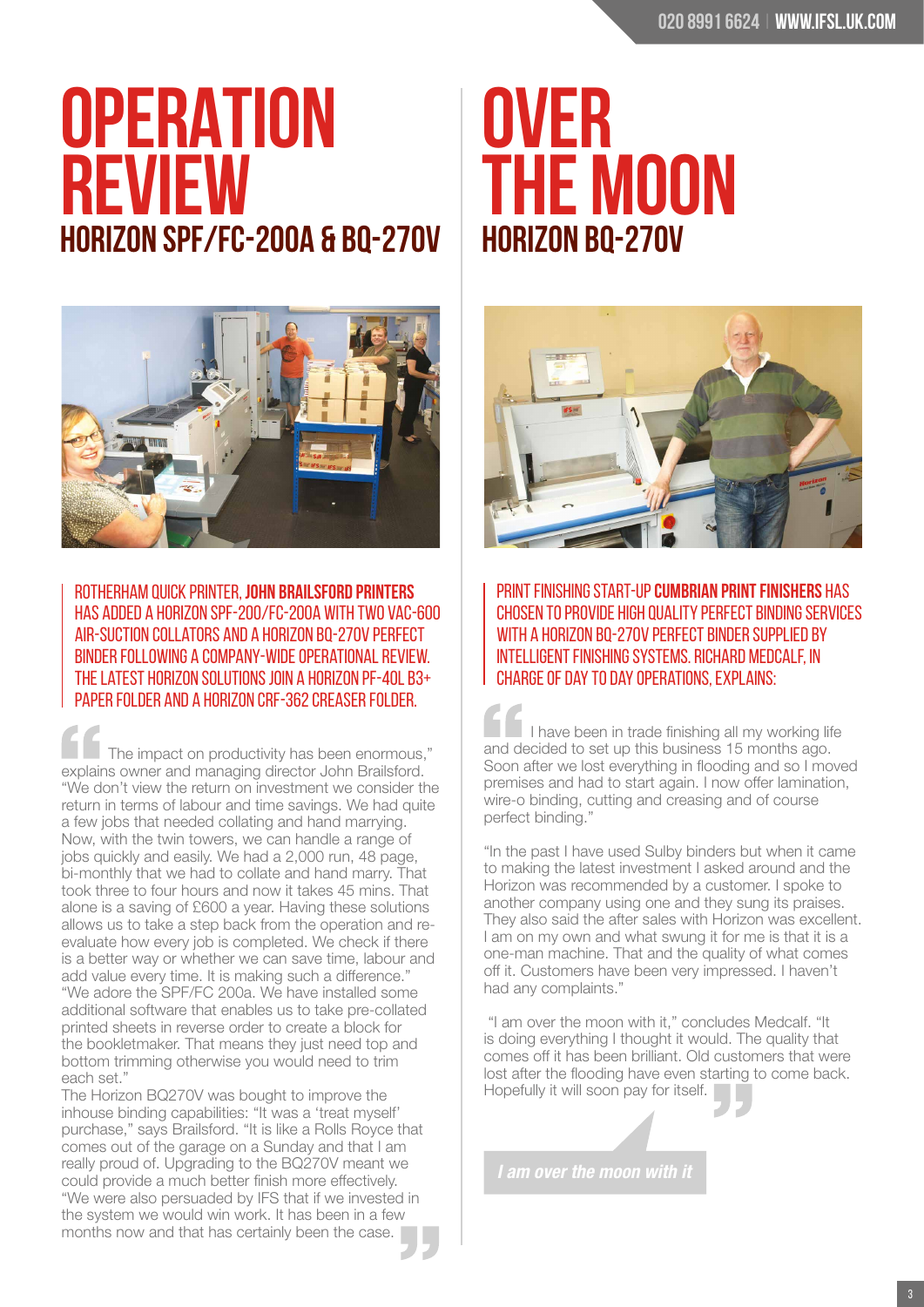# OPERATION REVIEW

## HORIZON SPF/FC-200A & BQ-270V

ROTHERHAM QUICK PRINTER, **JOHN BRAILSFORD PRINTERS** HAS ADDED A HORIZON SPF-200/FC-200A WITH TWO VAC-600 AIR-SUCTION COLLATORS AND A HORIZON BQ-270V PERFECT BINDER FOLLOWING A COMPANY-WIDE OPERATIONAL REVIEW. THE LATEST HORIZON SOLUTIONS JOIN A HORIZON PF-40L B3+ PAPER FOLDER AND A HORIZON CRF-362 CREASER FOLDER.

"The impact on productivity has been enormous," explains owner and managing director John Brailsford. "We don't view the return on investment we consider the return in terms of labour and time savings. We had quite a few jobs that needed collating and hand marrying. Now, with the twin towers, we can handle a range of jobs quickly and easily. We had a 2,000 run, 48 page, bi-monthly that we had to collate and hand marry. That took three to four hours and now it takes 45 mins. That alone is a saving of £600 a year. Having these solutions allows us to take a step back from the operation and re-evaluate how every job is completed. We check if there is a better way or whether we can save time, labour and add value every time. It is making such a difference."

"We adore the SPF/FC 200a. We have installed some additional software that enables us to take pre-collated printed sheets in reverse order to create a booklet for the bookletmaker. That means they just need top and bottom trimming otherwise you would need to trim each set."

The Horizon BQ270V was bought to improve the inhouse binding capabilities: "It was a 'treat myself' purchase," says Brailsford. "It is like a Rolls Royce that comes out of the garage on a Sunday and that I am really proud of. Upgrading to the BQ270V meant we could provide a much better finish more effectively.

"We were also persuaded by IFS that if we invested in the system we would win work. It has been in a few months now and that has certainly been the case."

# OVER THE MOON

## HORIZON BQ-270V

PRINT FINISHING START-UP **CUMBRIAN PRINT FINISHERS** HAS CHOSEN TO PROVIDE HIGH QUALITY PERFECT BINDING SERVICES WITH A HORIZON BQ-270V PERFECT BINDER SUPPLIED BY INTELLIGENT FINISHING SYSTEMS. RICHARD MEDCALF, IN CHARGE OF DAY TO DAY OPERATIONS, EXPLAINS:

"I have been in trade finishing all my working life and decided to set up this business 15 months ago. Soon after we lost everything in flooding and so I moved premises and had to start again. I now offer lamination, wire-o binding, cutting and creasing and of course perfect binding."

"In the past I have used Sulby binders but when it came to making the latest investment I asked around and the Horizon was recommended by a customer. I spoke to another company using one and they sung its praises. They also said the after sales with Horizon was excellent. I am on my own and what swung it for me is that it is a one-man machine. That and the quality of what comes off it. Customers have been very impressed. I haven't had any complaints."

"I am over the moon with it," concludes Medcalf. "It is doing everything I thought it would. The quality that comes off it has been brilliant. Old customers that were lost after the flooding have even starting to come back. Hopefully it will soon pay for itself."

*I am over the moon with it*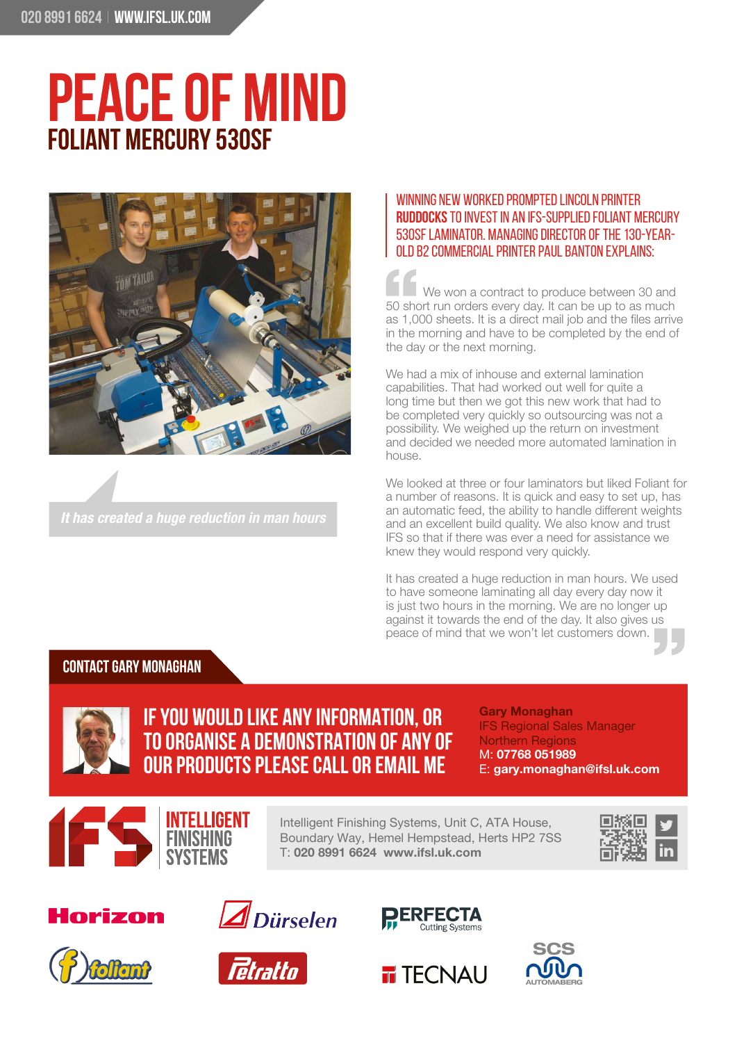# PEACE OF MIND

## FOLIANT MERCURY 530SF

*It has created a huge reduction in man hours*

WINNING NEW WORKED PROMPTED LINCOLN PRINTER **RUDDOCKS** TO INVEST IN AN IFS-SUPPLIED FOLIANT MERCURY 530SF LAMINATOR. MANAGING DIRECTOR OF THE 130-YEAR-OLD B2 COMMERCIAL PRINTER PAUL BANTON EXPLAINS:

"We won a contract to produce between 30 and 50 short run orders every day. It can be up to as much as 1,000 sheets. It is a direct mail job and the files arrive in the morning and have to be completed by the end of the day or the next morning.

We had a mix of inhouse and external lamination capabilities. That had worked out well for quite a long time but then we got this new work that had to be completed very quickly so outsourcing was not a possibility. We weighed up the return on investment and decided we needed more automated lamination in house.

We looked at three or four laminators but liked Foliant for a number of reasons. It is quick and easy to set up, has an automatic feed, the ability to handle different weights and an excellent build quality. We also know and trust IFS so that if there was ever a need for assistance we knew they would respond very quickly.

It has created a huge reduction in man hours. We used to have someone laminating all day every day now it is just two hours in the morning. We are no longer up against it towards the end of the day. It also gives us peace of mind that we won't let customers down."

### CONTACT GARY MONAGHAN

**IF YOU WOULD LIKE ANY INFORMATION, OR TO ORGANISE A DEMONSTRATION OF ANY OF OUR PRODUCTS PLEASE CALL OR EMAIL ME**

**Gary Monaghan**
IFS Regional Sales Manager
Northern Regions
M: **07768 051989**
E: **gary.monaghan@ifsl.uk.com**

IFS INTELLIGENT FINISHING SYSTEMS

Intelligent Finishing Systems, Unit C, ATA House, Boundary Way, Hemel Hempstead, Herts HP2 7SS
T: **020 8991 6624** **www.ifsl.uk.com**

Horizon | Dürselen | PERFECTA Cutting Systems | foliant | Tetratto | TECNAU | SCS AUTOMABERG